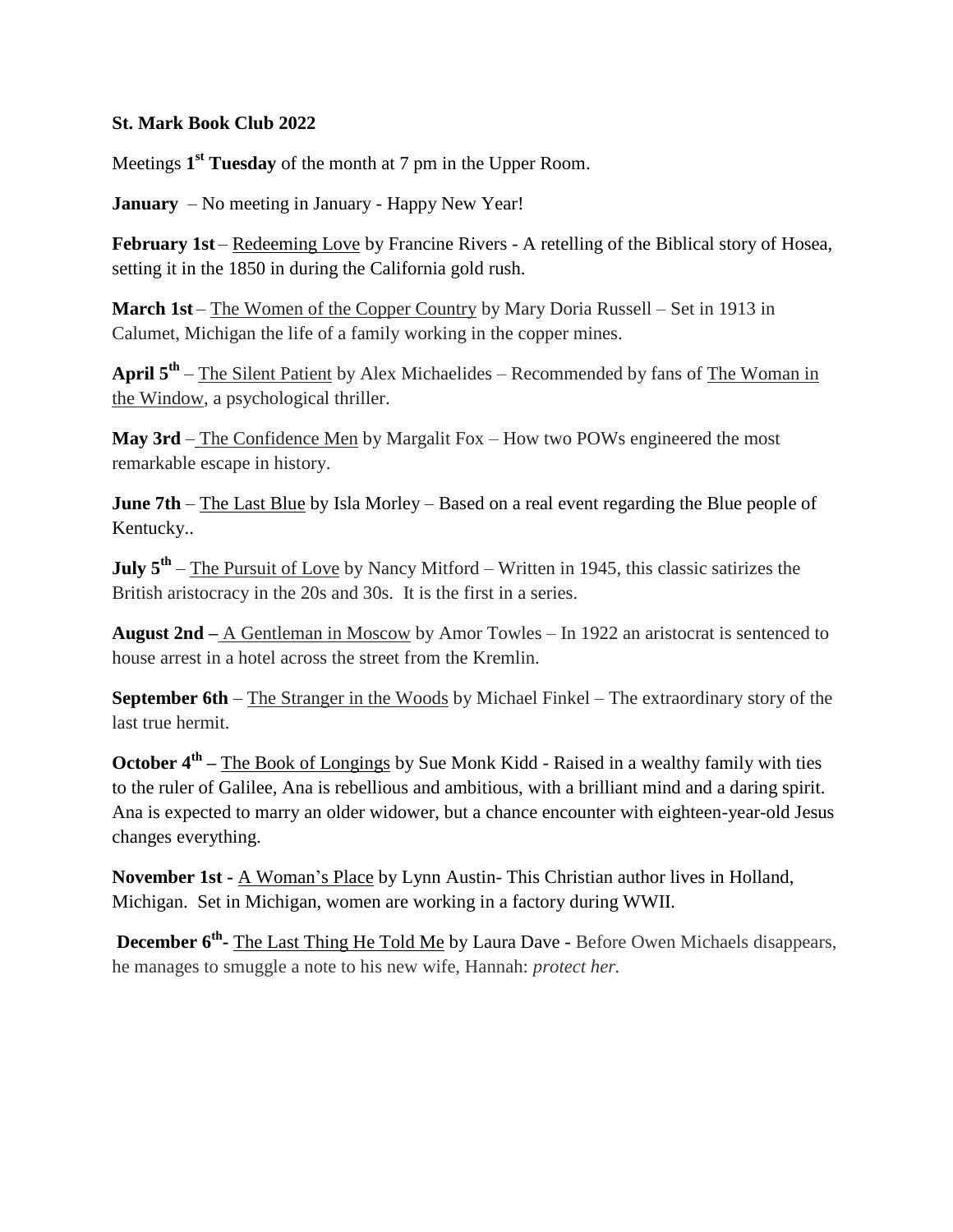**St. Mark Book Club 2022**

Meetings **1st Tuesday** of the month at 7 pm in the Upper Room.

**January** – No meeting in January - Happy New Year!

**February 1st** – Redeeming Love by Francine Rivers - A retelling of the Biblical story of Hosea, setting it in the 1850 in during the California gold rush.

**March 1st** – The Women of the Copper Country by Mary Doria Russell – Set in 1913 in Calumet, Michigan the life of a family working in the copper mines.

**April 5th** – The Silent Patient by Alex Michaelides – Recommended by fans of The Woman in the Window, a psychological thriller.

**May 3rd** – The Confidence Men by Margalit Fox – How two POWs engineered the most remarkable escape in history.

**June 7th** – The Last Blue by Isla Morley – Based on a real event regarding the Blue people of Kentucky..

**July 5th** – The Pursuit of Love by Nancy Mitford – Written in 1945, this classic satirizes the British aristocracy in the 20s and 30s. It is the first in a series.

**August 2nd** – A Gentleman in Moscow by Amor Towles – In 1922 an aristocrat is sentenced to house arrest in a hotel across the street from the Kremlin.

**September 6th** – The Stranger in the Woods by Michael Finkel – The extraordinary story of the last true hermit.

**October 4th** – The Book of Longings by Sue Monk Kidd - Raised in a wealthy family with ties to the ruler of Galilee, Ana is rebellious and ambitious, with a brilliant mind and a daring spirit. Ana is expected to marry an older widower, but a chance encounter with eighteen-year-old Jesus changes everything.

**November 1st** - A Woman's Place by Lynn Austin- This Christian author lives in Holland, Michigan. Set in Michigan, women are working in a factory during WWII.

**December 6th**- The Last Thing He Told Me by Laura Dave - Before Owen Michaels disappears, he manages to smuggle a note to his new wife, Hannah: *protect her.*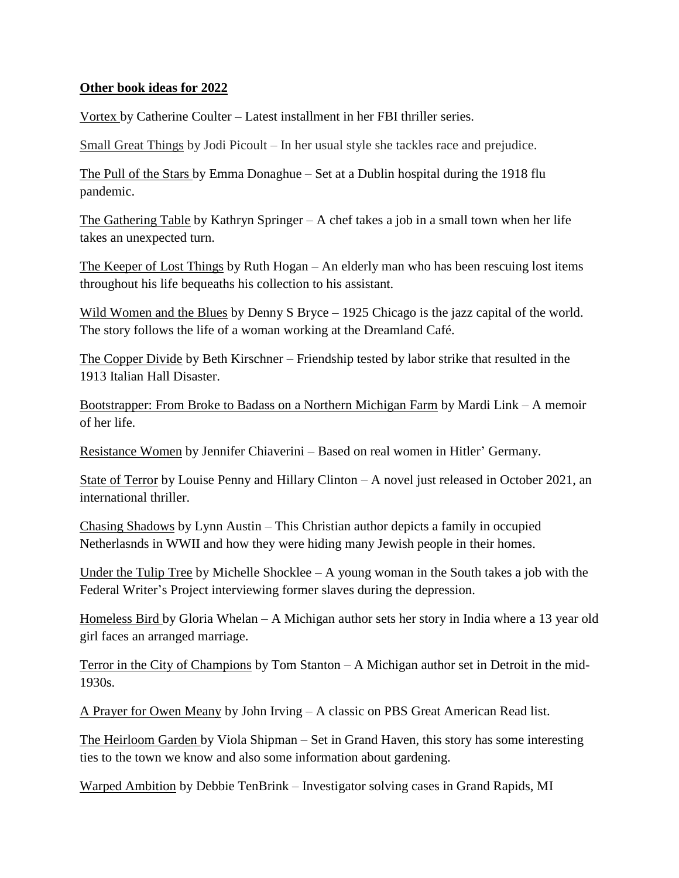**Other book ideas for 2022**

Vortex by Catherine Coulter – Latest installment in her FBI thriller series.

Small Great Things by Jodi Picoult – In her usual style she tackles race and prejudice.

The Pull of the Stars by Emma Donaghue – Set at a Dublin hospital during the 1918 flu pandemic.

The Gathering Table by Kathryn Springer – A chef takes a job in a small town when her life takes an unexpected turn.

The Keeper of Lost Things by Ruth Hogan – An elderly man who has been rescuing lost items throughout his life bequeaths his collection to his assistant.

Wild Women and the Blues by Denny S Bryce – 1925 Chicago is the jazz capital of the world. The story follows the life of a woman working at the Dreamland Café.

The Copper Divide by Beth Kirschner – Friendship tested by labor strike that resulted in the 1913 Italian Hall Disaster.

Bootstrapper: From Broke to Badass on a Northern Michigan Farm by Mardi Link – A memoir of her life.

Resistance Women by Jennifer Chiaverini – Based on real women in Hitler' Germany.

State of Terror by Louise Penny and Hillary Clinton – A novel just released in October 2021, an international thriller.

Chasing Shadows by Lynn Austin – This Christian author depicts a family in occupied Netherlasnds in WWII and how they were hiding many Jewish people in their homes.

Under the Tulip Tree by Michelle Shocklee – A young woman in the South takes a job with the Federal Writer's Project interviewing former slaves during the depression.

Homeless Bird by Gloria Whelan – A Michigan author sets her story in India where a 13 year old girl faces an arranged marriage.

Terror in the City of Champions by Tom Stanton – A Michigan author set in Detroit in the mid-1930s.

A Prayer for Owen Meany by John Irving – A classic on PBS Great American Read list.

The Heirloom Garden by Viola Shipman – Set in Grand Haven, this story has some interesting ties to the town we know and also some information about gardening.

Warped Ambition by Debbie TenBrink – Investigator solving cases in Grand Rapids, MI